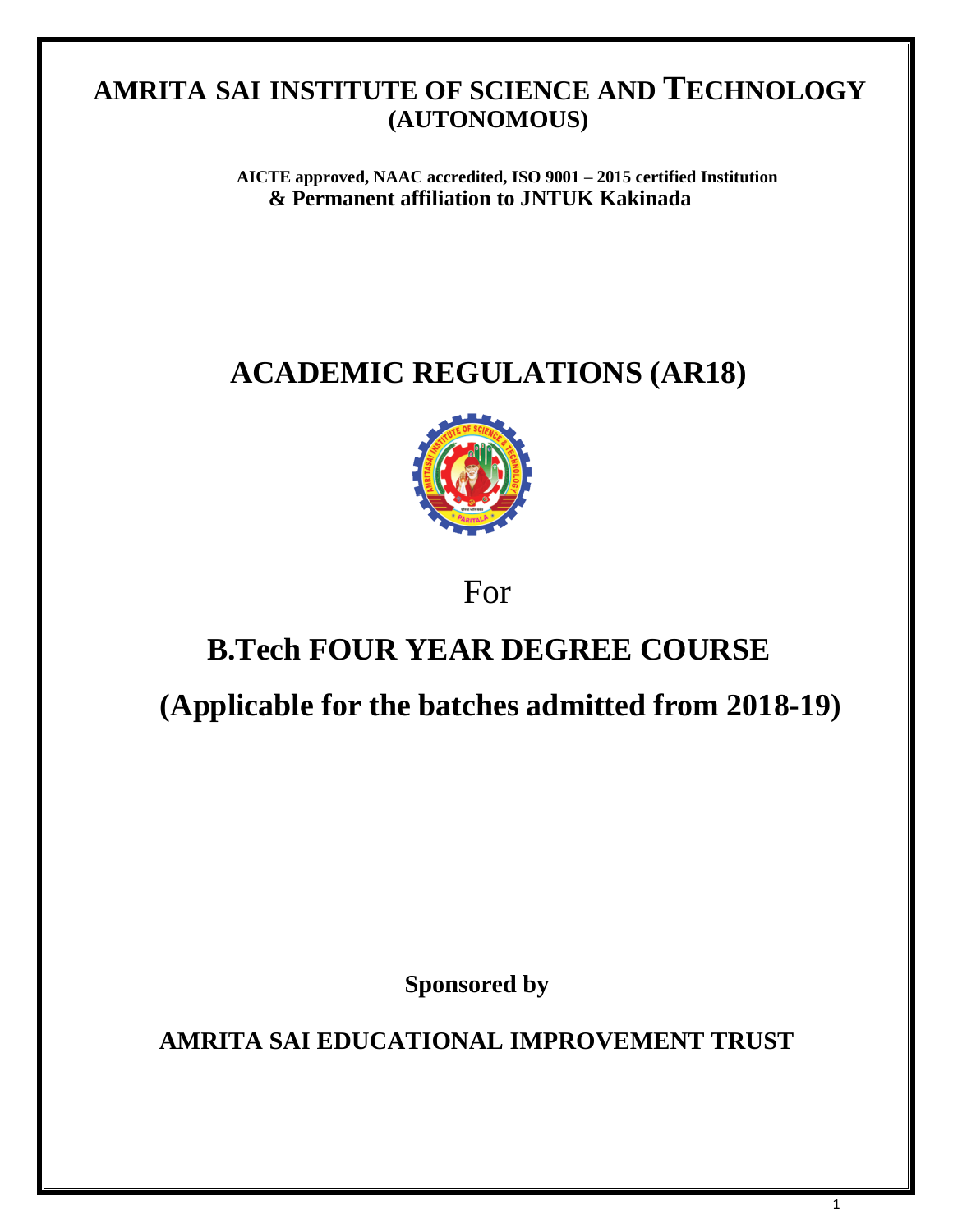# AMRITA SAI INSTITUTE OF SCIENCE AND TECHNOLOGY
## (AUTONOMOUS)

**AICTE approved, NAAC accredited, ISO 9001 – 2015 certified Institution**
**& Permanent affiliation to JNTUK Kakinada**

# ACADEMIC REGULATIONS (AR18)

For

# B.Tech FOUR YEAR DEGREE COURSE

# (Applicable for the batches admitted from 2018-19)

**Sponsored by**

**AMRITA SAI EDUCATIONAL IMPROVEMENT TRUST**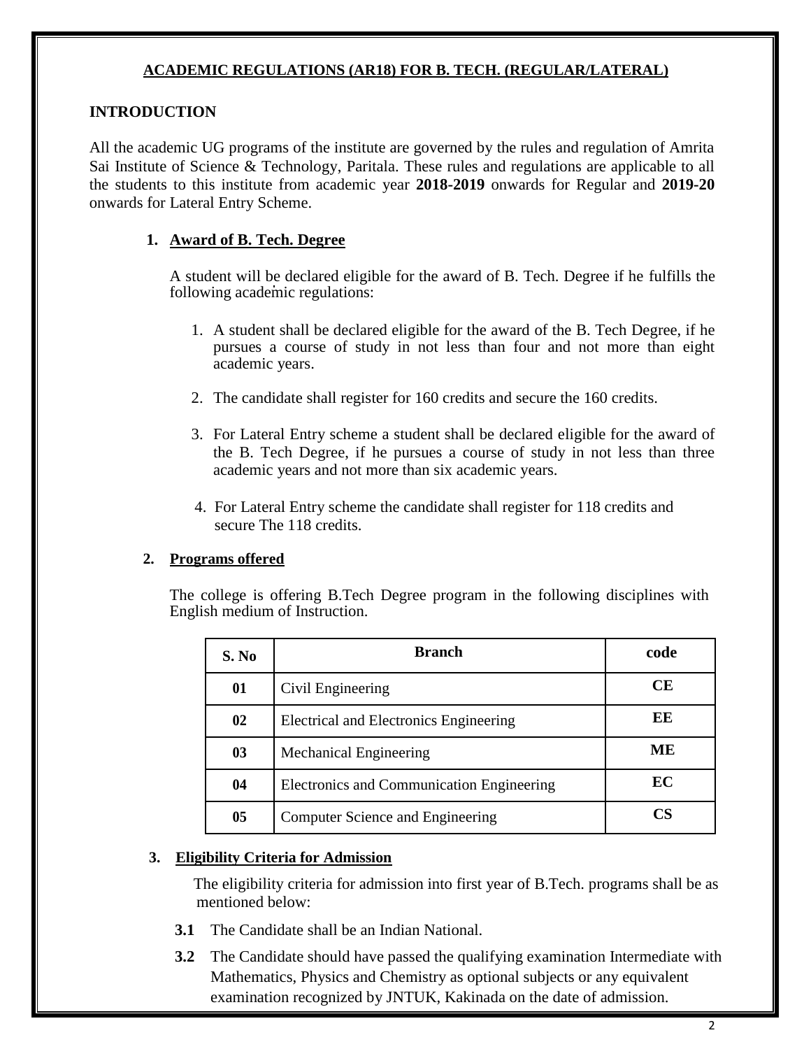## ACADEMIC REGULATIONS (AR18) FOR B. TECH. (REGULAR/LATERAL)

### INTRODUCTION

All the academic UG programs of the institute are governed by the rules and regulation of Amrita Sai Institute of Science & Technology, Paritala. These rules and regulations are applicable to all the students to this institute from academic year **2018-2019** onwards for Regular and **2019-20** onwards for Lateral Entry Scheme.

### 1. Award of B. Tech. Degree

A student will be declared eligible for the award of B. Tech. Degree if he fulfills the following academic regulations:

1. A student shall be declared eligible for the award of the B. Tech Degree, if he pursues a course of study in not less than four and not more than eight academic years.
2. The candidate shall register for 160 credits and secure the 160 credits.
3. For Lateral Entry scheme a student shall be declared eligible for the award of the B. Tech Degree, if he pursues a course of study in not less than three academic years and not more than six academic years.
4. For Lateral Entry scheme the candidate shall register for 118 credits and secure The 118 credits.

### 2. Programs offered

The college is offering B.Tech Degree program in the following disciplines with English medium of Instruction.

| S. No | Branch | code |
|---|---|---|
| 01 | Civil Engineering | CE |
| 02 | Electrical and Electronics Engineering | EE |
| 03 | Mechanical Engineering | ME |
| 04 | Electronics and Communication Engineering | EC |
| 05 | Computer Science and Engineering | CS |

### 3. Eligibility Criteria for Admission

The eligibility criteria for admission into first year of B.Tech. programs shall be as mentioned below:

**3.1** The Candidate shall be an Indian National.

**3.2** The Candidate should have passed the qualifying examination Intermediate with Mathematics, Physics and Chemistry as optional subjects or any equivalent examination recognized by JNTUK, Kakinada on the date of admission.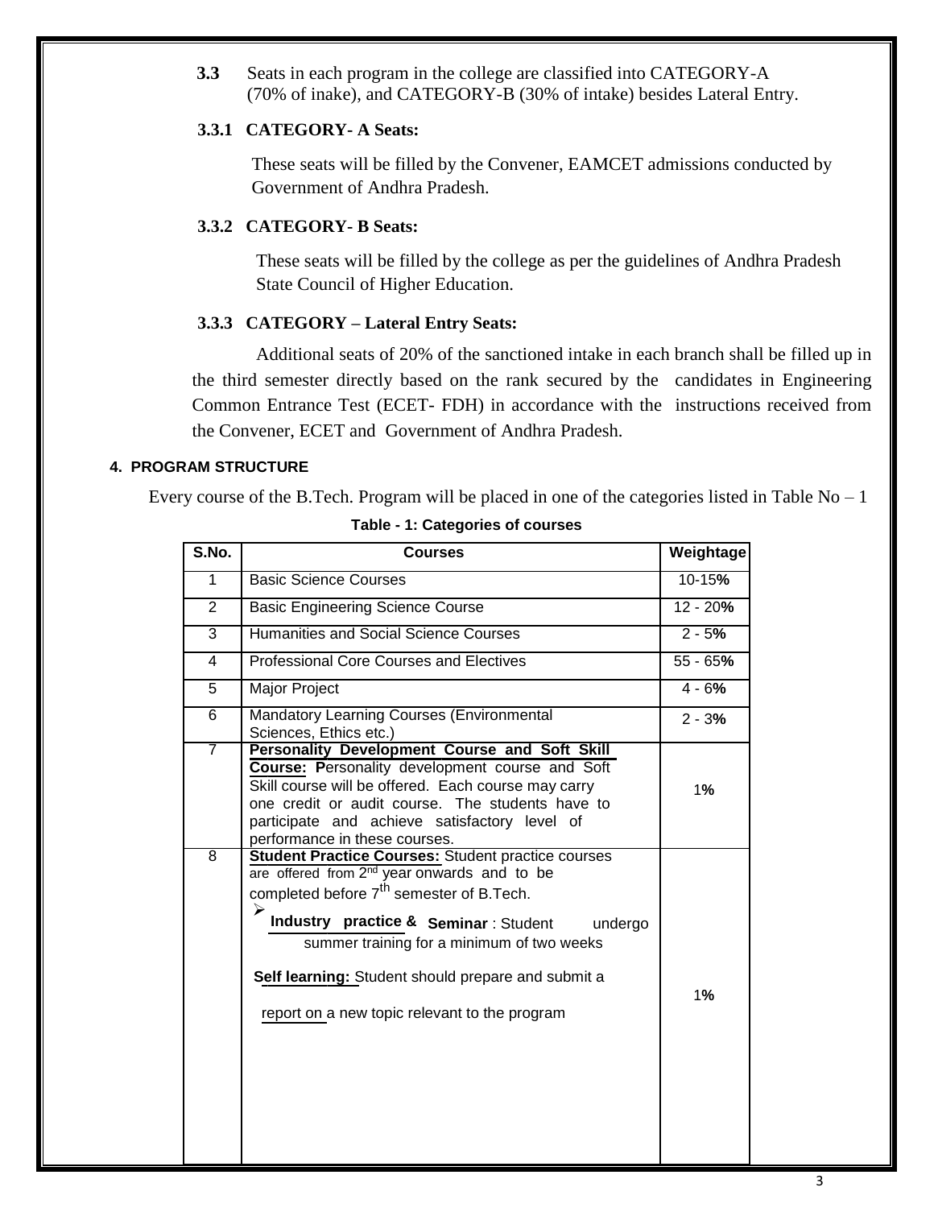**3.3** Seats in each program in the college are classified into CATEGORY-A (70% of inake), and CATEGORY-B (30% of intake) besides Lateral Entry.

**3.3.1 CATEGORY- A Seats:**

These seats will be filled by the Convener, EAMCET admissions conducted by Government of Andhra Pradesh.

**3.3.2 CATEGORY- B Seats:**

These seats will be filled by the college as per the guidelines of Andhra Pradesh State Council of Higher Education.

**3.3.3 CATEGORY – Lateral Entry Seats:**

Additional seats of 20% of the sanctioned intake in each branch shall be filled up in the third semester directly based on the rank secured by the candidates in Engineering Common Entrance Test (ECET- FDH) in accordance with the instructions received from the Convener, ECET and Government of Andhra Pradesh.

## 4. PROGRAM STRUCTURE

Every course of the B.Tech. Program will be placed in one of the categories listed in Table No – 1

**Table - 1: Categories of courses**

| S.No. | Courses | Weightage |
|---|---|---|
| 1 | Basic Science Courses | 10-15% |
| 2 | Basic Engineering Science Course | 12 - 20% |
| 3 | Humanities and Social Science Courses | 2 - 5% |
| 4 | Professional Core Courses and Electives | 55 - 65% |
| 5 | Major Project | 4 - 6% |
| 6 | Mandatory Learning Courses (Environmental Sciences, Ethics etc.) | 2 - 3% |
| 7 | **Personality Development Course and Soft Skill Course: P**ersonality development course and Soft Skill course will be offered. Each course may carry one credit or audit course. The students have to participate and achieve satisfactory level of performance in these courses. | 1% |
| 8 | **Student Practice Courses:** Student practice courses are offered from 2nd year onwards and to be completed before 7th semester of B.Tech. ➢ **Industry practice & Seminar** : Student undergo summer training for a minimum of two weeks **Self learning:** Student should prepare and submit a report on a new topic relevant to the program | 1% |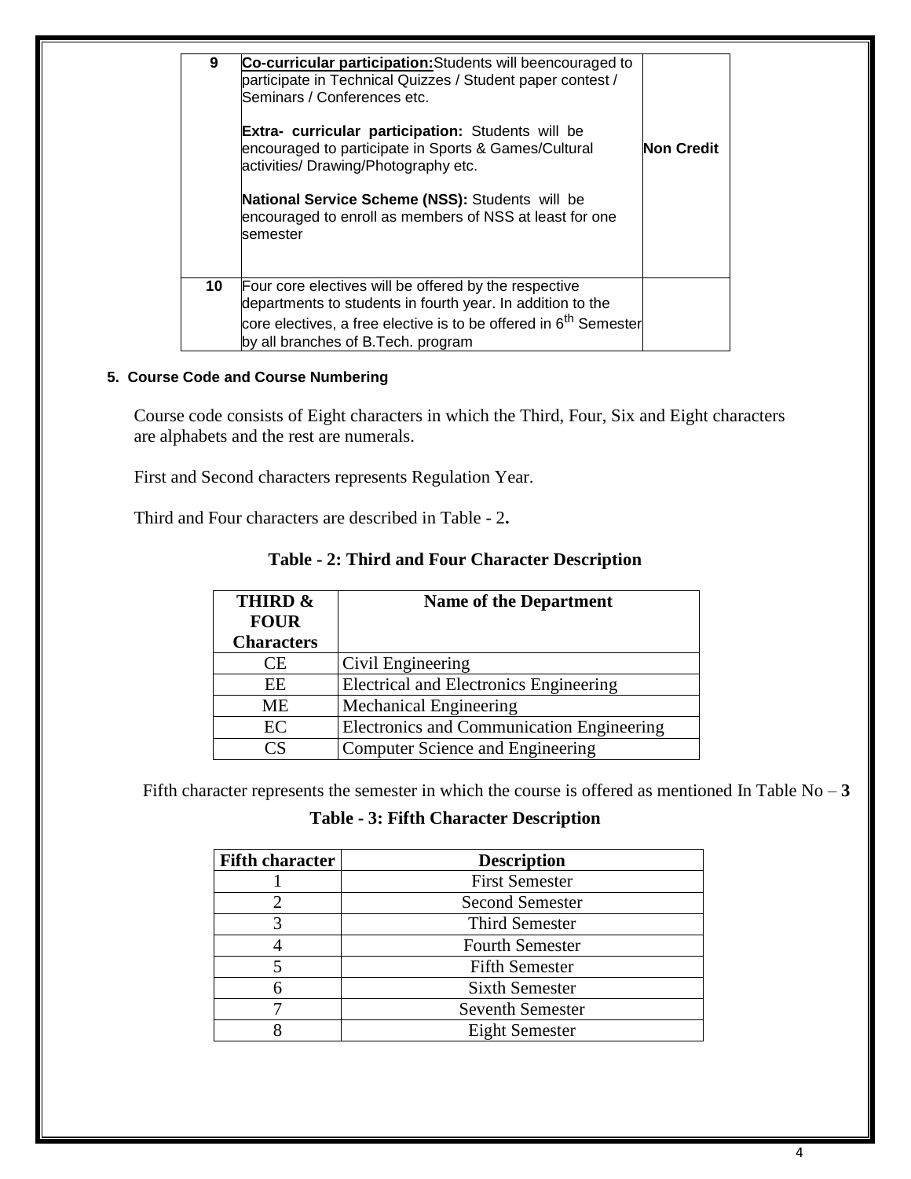| | | |
|---|---|---|
| **9** | **Co-curricular participation:** Students will beencouraged to participate in Technical Quizzes / Student paper contest / Seminars / Conferences etc.<br><br>**Extra- curricular participation:** Students will be encouraged to participate in Sports & Games/Cultural activities/ Drawing/Photography etc.<br><br>**National Service Scheme (NSS):** Students will be encouraged to enroll as members of NSS at least for one semester | **Non Credit** |
| **10** | Four core electives will be offered by the respective departments to students in fourth year. In addition to the core electives, a free elective is to be offered in 6th Semester by all branches of B.Tech. program | |

#### 5. Course Code and Course Numbering

Course code consists of Eight characters in which the Third, Four, Six and Eight characters are alphabets and the rest are numerals.

First and Second characters represents Regulation Year.

Third and Four characters are described in Table - 2**.**

**Table - 2: Third and Four Character Description**

| THIRD & FOUR Characters | Name of the Department |
|---|---|
| CE | Civil Engineering |
| EE | Electrical and Electronics Engineering |
| ME | Mechanical Engineering |
| EC | Electronics and Communication Engineering |
| CS | Computer Science and Engineering |

Fifth character represents the semester in which the course is offered as mentioned In Table No – **3**

**Table - 3: Fifth Character Description**

| Fifth character | Description |
|---|---|
| 1 | First Semester |
| 2 | Second Semester |
| 3 | Third Semester |
| 4 | Fourth Semester |
| 5 | Fifth Semester |
| 6 | Sixth Semester |
| 7 | Seventh Semester |
| 8 | Eight Semester |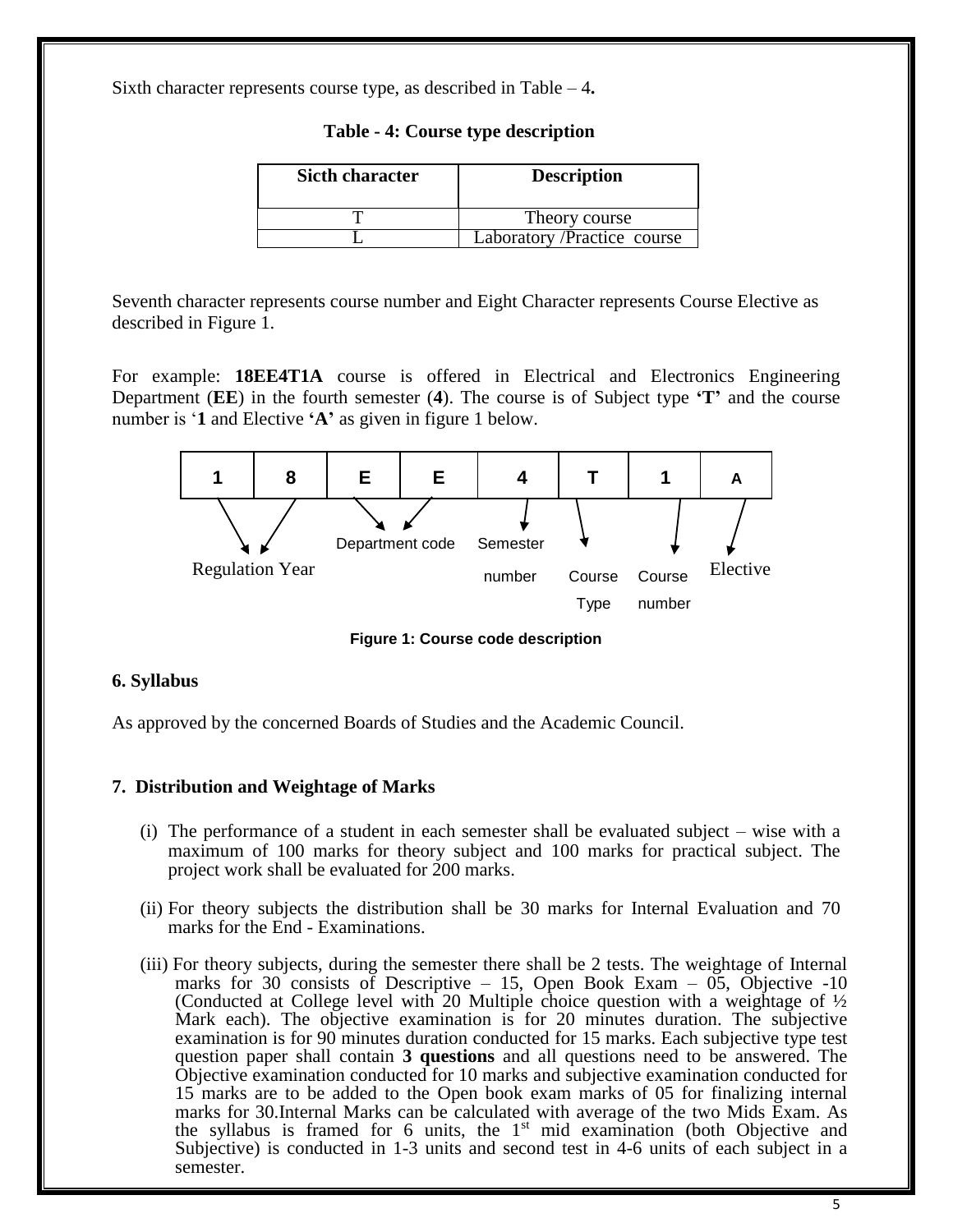Sixth character represents course type, as described in Table – 4**.**

**Table - 4: Course type description**

| Sicth character | Description |
|---|---|
| T | Theory course |
| L | Laboratory /Practice course |

Seventh character represents course number and Eight Character represents Course Elective as described in Figure 1.

For example: **18EE4T1A** course is offered in Electrical and Electronics Engineering Department (**EE**) in the fourth semester (**4**). The course is of Subject type **'T'** and the course number is '**1** and Elective **'A'** as given in figure 1 below.

| 1 | 8 | E | E | 4 | T | 1 | A |
|---|---|---|---|---|---|---|---|
| Regulation Year | | Department code | | Semester number | Course Type | Course number | Elective |

**Figure 1: Course code description**

**6. Syllabus**

As approved by the concerned Boards of Studies and the Academic Council.

**7. Distribution and Weightage of Marks**

(i) The performance of a student in each semester shall be evaluated subject – wise with a maximum of 100 marks for theory subject and 100 marks for practical subject. The project work shall be evaluated for 200 marks.

(ii) For theory subjects the distribution shall be 30 marks for Internal Evaluation and 70 marks for the End - Examinations.

(iii) For theory subjects, during the semester there shall be 2 tests. The weightage of Internal marks for 30 consists of Descriptive – 15, Open Book Exam – 05, Objective -10 (Conducted at College level with 20 Multiple choice question with a weightage of ½ Mark each). The objective examination is for 20 minutes duration. The subjective examination is for 90 minutes duration conducted for 15 marks. Each subjective type test question paper shall contain **3 questions** and all questions need to be answered. The Objective examination conducted for 10 marks and subjective examination conducted for 15 marks are to be added to the Open book exam marks of 05 for finalizing internal marks for 30.Internal Marks can be calculated with average of the two Mids Exam. As the syllabus is framed for 6 units, the 1st mid examination (both Objective and Subjective) is conducted in 1-3 units and second test in 4-6 units of each subject in a semester.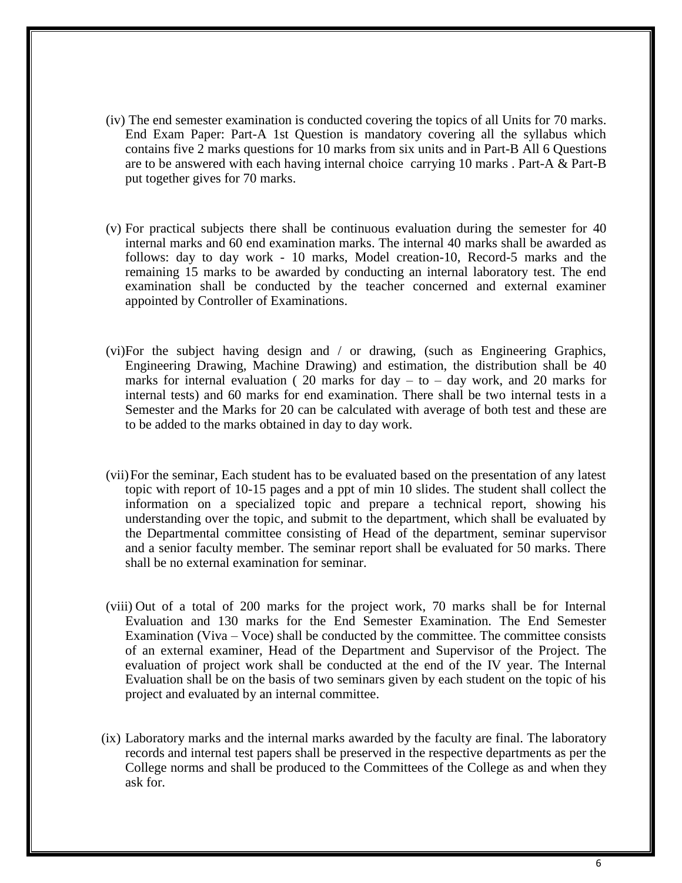(iv) The end semester examination is conducted covering the topics of all Units for 70 marks. End Exam Paper: Part-A 1st Question is mandatory covering all the syllabus which contains five 2 marks questions for 10 marks from six units and in Part-B All 6 Questions are to be answered with each having internal choice carrying 10 marks . Part-A & Part-B put together gives for 70 marks.

(v) For practical subjects there shall be continuous evaluation during the semester for 40 internal marks and 60 end examination marks. The internal 40 marks shall be awarded as follows: day to day work - 10 marks, Model creation-10, Record-5 marks and the remaining 15 marks to be awarded by conducting an internal laboratory test. The end examination shall be conducted by the teacher concerned and external examiner appointed by Controller of Examinations.

(vi) For the subject having design and / or drawing, (such as Engineering Graphics, Engineering Drawing, Machine Drawing) and estimation, the distribution shall be 40 marks for internal evaluation ( 20 marks for day – to – day work, and 20 marks for internal tests) and 60 marks for end examination. There shall be two internal tests in a Semester and the Marks for 20 can be calculated with average of both test and these are to be added to the marks obtained in day to day work.

(vii) For the seminar, Each student has to be evaluated based on the presentation of any latest topic with report of 10-15 pages and a ppt of min 10 slides. The student shall collect the information on a specialized topic and prepare a technical report, showing his understanding over the topic, and submit to the department, which shall be evaluated by the Departmental committee consisting of Head of the department, seminar supervisor and a senior faculty member. The seminar report shall be evaluated for 50 marks. There shall be no external examination for seminar.

(viii) Out of a total of 200 marks for the project work, 70 marks shall be for Internal Evaluation and 130 marks for the End Semester Examination. The End Semester Examination (Viva – Voce) shall be conducted by the committee. The committee consists of an external examiner, Head of the Department and Supervisor of the Project. The evaluation of project work shall be conducted at the end of the IV year. The Internal Evaluation shall be on the basis of two seminars given by each student on the topic of his project and evaluated by an internal committee.

(ix) Laboratory marks and the internal marks awarded by the faculty are final. The laboratory records and internal test papers shall be preserved in the respective departments as per the College norms and shall be produced to the Committees of the College as and when they ask for.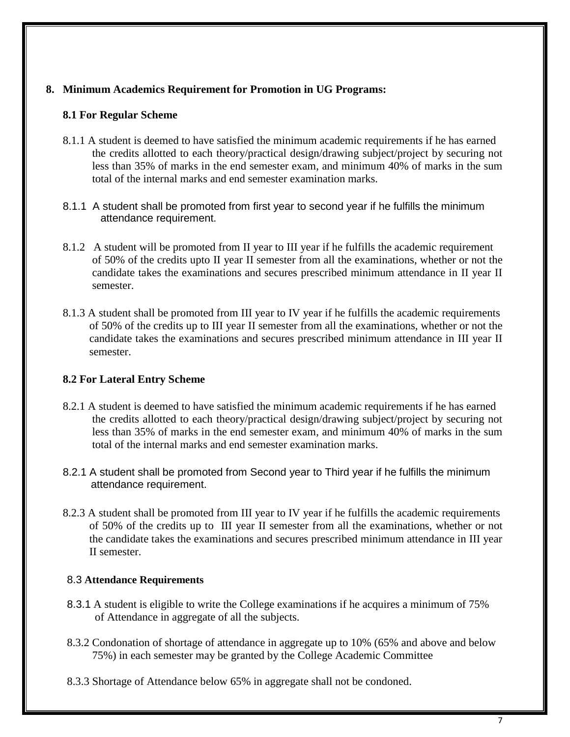## 8. Minimum Academics Requirement for Promotion in UG Programs:

### 8.1 For Regular Scheme

8.1.1 A student is deemed to have satisfied the minimum academic requirements if he has earned the credits allotted to each theory/practical design/drawing subject/project by securing not less than 35% of marks in the end semester exam, and minimum 40% of marks in the sum total of the internal marks and end semester examination marks.

8.1.1 A student shall be promoted from first year to second year if he fulfills the minimum attendance requirement.

8.1.2 A student will be promoted from II year to III year if he fulfills the academic requirement of 50% of the credits upto II year II semester from all the examinations, whether or not the candidate takes the examinations and secures prescribed minimum attendance in II year II semester.

8.1.3 A student shall be promoted from III year to IV year if he fulfills the academic requirements of 50% of the credits up to III year II semester from all the examinations, whether or not the candidate takes the examinations and secures prescribed minimum attendance in III year II semester.

### 8.2 For Lateral Entry Scheme

8.2.1 A student is deemed to have satisfied the minimum academic requirements if he has earned the credits allotted to each theory/practical design/drawing subject/project by securing not less than 35% of marks in the end semester exam, and minimum 40% of marks in the sum total of the internal marks and end semester examination marks.

8.2.1 A student shall be promoted from Second year to Third year if he fulfills the minimum attendance requirement.

8.2.3 A student shall be promoted from III year to IV year if he fulfills the academic requirements of 50% of the credits up to III year II semester from all the examinations, whether or not the candidate takes the examinations and secures prescribed minimum attendance in III year II semester.

### 8.3 Attendance Requirements

8.3.1 A student is eligible to write the College examinations if he acquires a minimum of 75% of Attendance in aggregate of all the subjects.

8.3.2 Condonation of shortage of attendance in aggregate up to 10% (65% and above and below 75%) in each semester may be granted by the College Academic Committee

8.3.3 Shortage of Attendance below 65% in aggregate shall not be condoned.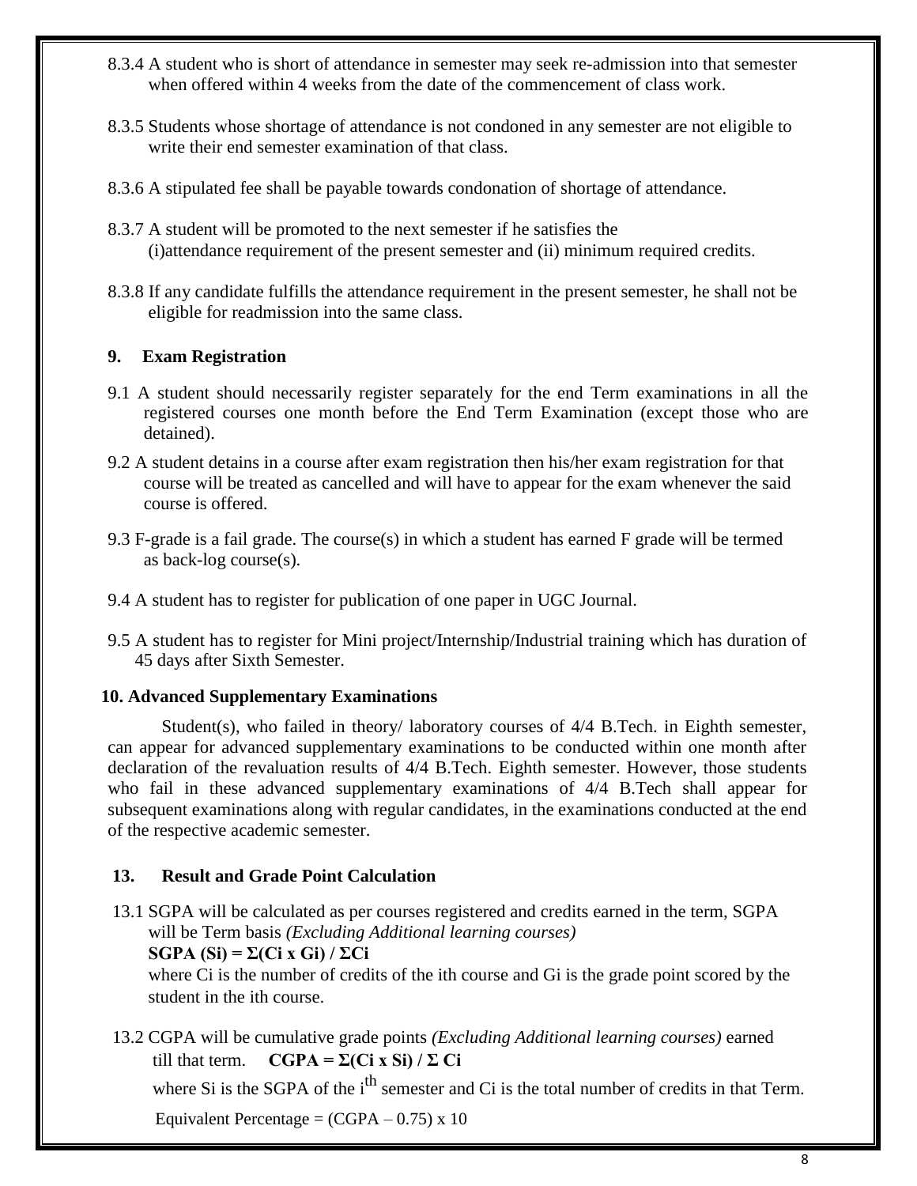8.3.4 A student who is short of attendance in semester may seek re-admission into that semester when offered within 4 weeks from the date of the commencement of class work.

8.3.5 Students whose shortage of attendance is not condoned in any semester are not eligible to write their end semester examination of that class.

8.3.6 A stipulated fee shall be payable towards condonation of shortage of attendance.

8.3.7 A student will be promoted to the next semester if he satisfies the (i)attendance requirement of the present semester and (ii) minimum required credits.

8.3.8 If any candidate fulfills the attendance requirement in the present semester, he shall not be eligible for readmission into the same class.

## 9. Exam Registration

9.1 A student should necessarily register separately for the end Term examinations in all the registered courses one month before the End Term Examination (except those who are detained).

9.2 A student detains in a course after exam registration then his/her exam registration for that course will be treated as cancelled and will have to appear for the exam whenever the said course is offered.

9.3 F-grade is a fail grade. The course(s) in which a student has earned F grade will be termed as back-log course(s).

9.4 A student has to register for publication of one paper in UGC Journal.

9.5 A student has to register for Mini project/Internship/Industrial training which has duration of 45 days after Sixth Semester.

## 10. Advanced Supplementary Examinations

Student(s), who failed in theory/ laboratory courses of 4/4 B.Tech. in Eighth semester, can appear for advanced supplementary examinations to be conducted within one month after declaration of the revaluation results of 4/4 B.Tech. Eighth semester. However, those students who fail in these advanced supplementary examinations of 4/4 B.Tech shall appear for subsequent examinations along with regular candidates, in the examinations conducted at the end of the respective academic semester.

## 13. Result and Grade Point Calculation

13.1 SGPA will be calculated as per courses registered and credits earned in the term, SGPA will be Term basis *(Excluding Additional learning courses)*

**SGPA (Si) =** $\Sigma(C_i \times G_i) / \Sigma C_i$

where Ci is the number of credits of the ith course and Gi is the grade point scored by the student in the ith course.

13.2 CGPA will be cumulative grade points *(Excluding Additional learning courses)* earned till that term. **CGPA =** $\Sigma(C_i \times S_i) / \Sigma C_i$

where Si is the SGPA of the $i^{th}$ semester and Ci is the total number of credits in that Term.

Equivalent Percentage = (CGPA – 0.75) x 10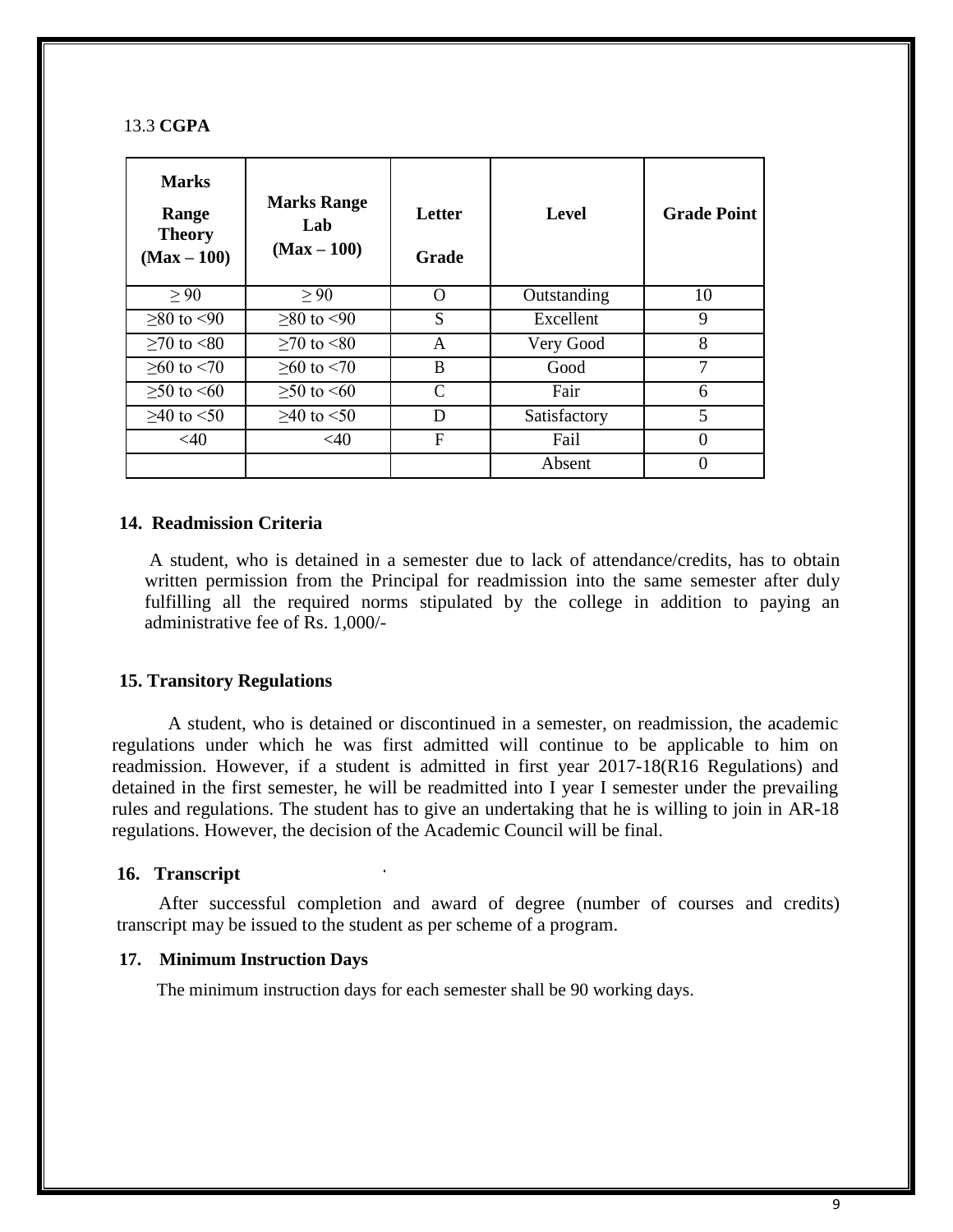13.3 **CGPA**

| Marks Range Theory (Max – 100) | Marks Range Lab (Max – 100) | Letter Grade | Level | Grade Point |
|---|---|---|---|---|
| ≥ 90 | ≥ 90 | O | Outstanding | 10 |
| ≥80 to <90 | ≥80 to <90 | S | Excellent | 9 |
| ≥70 to <80 | ≥70 to <80 | A | Very Good | 8 |
| ≥60 to <70 | ≥60 to <70 | B | Good | 7 |
| ≥50 to <60 | ≥50 to <60 | C | Fair | 6 |
| ≥40 to <50 | ≥40 to <50 | D | Satisfactory | 5 |
| <40 | <40 | F | Fail | 0 |
| | | | Absent | 0 |

## 14. Readmission Criteria

A student, who is detained in a semester due to lack of attendance/credits, has to obtain written permission from the Principal for readmission into the same semester after duly fulfilling all the required norms stipulated by the college in addition to paying an administrative fee of Rs. 1,000/-

## 15. Transitory Regulations

A student, who is detained or discontinued in a semester, on readmission, the academic regulations under which he was first admitted will continue to be applicable to him on readmission. However, if a student is admitted in first year 2017-18(R16 Regulations) and detained in the first semester, he will be readmitted into I year I semester under the prevailing rules and regulations. The student has to give an undertaking that he is willing to join in AR-18 regulations. However, the decision of the Academic Council will be final.

## 16. Transcript

After successful completion and award of degree (number of courses and credits) transcript may be issued to the student as per scheme of a program.

## 17. Minimum Instruction Days

The minimum instruction days for each semester shall be 90 working days.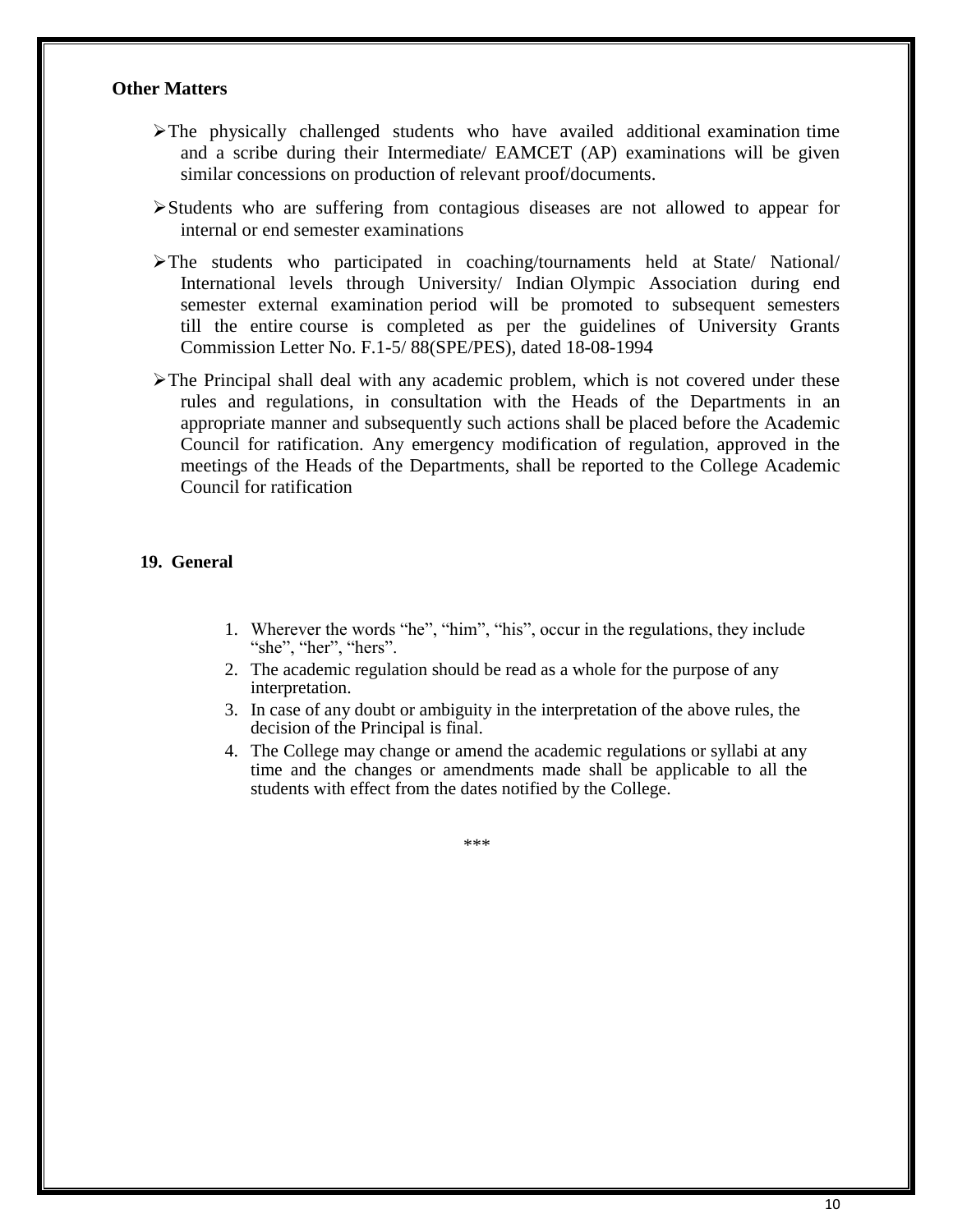**Other Matters**

- The physically challenged students who have availed additional examination time and a scribe during their Intermediate/ EAMCET (AP) examinations will be given similar concessions on production of relevant proof/documents.
- Students who are suffering from contagious diseases are not allowed to appear for internal or end semester examinations
- The students who participated in coaching/tournaments held at State/ National/ International levels through University/ Indian Olympic Association during end semester external examination period will be promoted to subsequent semesters till the entire course is completed as per the guidelines of University Grants Commission Letter No. F.1-5/ 88(SPE/PES), dated 18-08-1994
- The Principal shall deal with any academic problem, which is not covered under these rules and regulations, in consultation with the Heads of the Departments in an appropriate manner and subsequently such actions shall be placed before the Academic Council for ratification. Any emergency modification of regulation, approved in the meetings of the Heads of the Departments, shall be reported to the College Academic Council for ratification

**19. General**

1. Wherever the words "he", "him", "his", occur in the regulations, they include "she", "her", "hers".
2. The academic regulation should be read as a whole for the purpose of any interpretation.
3. In case of any doubt or ambiguity in the interpretation of the above rules, the decision of the Principal is final.
4. The College may change or amend the academic regulations or syllabi at any time and the changes or amendments made shall be applicable to all the students with effect from the dates notified by the College.

***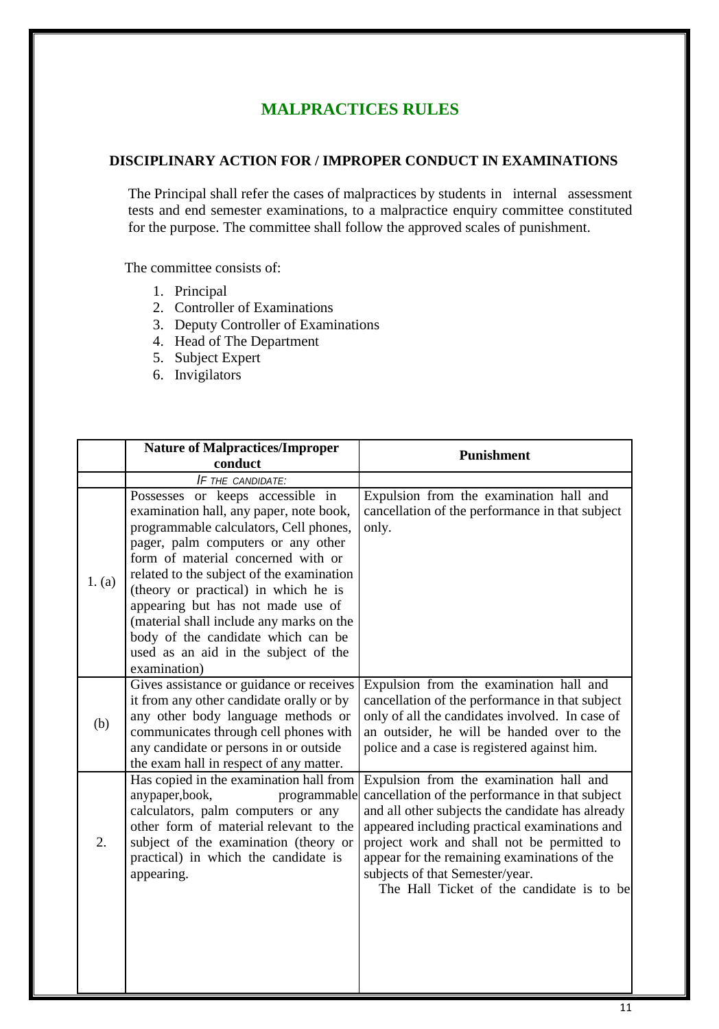## MALPRACTICES RULES

### DISCIPLINARY ACTION FOR / IMPROPER CONDUCT IN EXAMINATIONS

The Principal shall refer the cases of malpractices by students in internal assessment tests and end semester examinations, to a malpractice enquiry committee constituted for the purpose. The committee shall follow the approved scales of punishment.

The committee consists of:

1. Principal
2. Controller of Examinations
3. Deputy Controller of Examinations
4. Head of The Department
5. Subject Expert
6. Invigilators

| | Nature of Malpractices/Improper conduct | Punishment |
|---|---|---|
| | *IF THE CANDIDATE:* | |
| 1. (a) | Possesses or keeps accessible in examination hall, any paper, note book, programmable calculators, Cell phones, pager, palm computers or any other form of material concerned with or related to the subject of the examination (theory or practical) in which he is appearing but has not made use of (material shall include any marks on the body of the candidate which can be used as an aid in the subject of the examination) | Expulsion from the examination hall and cancellation of the performance in that subject only. |
| (b) | Gives assistance or guidance or receives it from any other candidate orally or by any other body language methods or communicates through cell phones with any candidate or persons in or outside the exam hall in respect of any matter. | Expulsion from the examination hall and cancellation of the performance in that subject only of all the candidates involved. In case of an outsider, he will be handed over to the police and a case is registered against him. |
| 2. | Has copied in the examination hall from anypaper,book, programmable calculators, palm computers or any other form of material relevant to the subject of the examination (theory or practical) in which the candidate is appearing. | Expulsion from the examination hall and cancellation of the performance in that subject and all other subjects the candidate has already appeared including practical examinations and project work and shall not be permitted to appear for the remaining examinations of the subjects of that Semester/year. The Hall Ticket of the candidate is to be |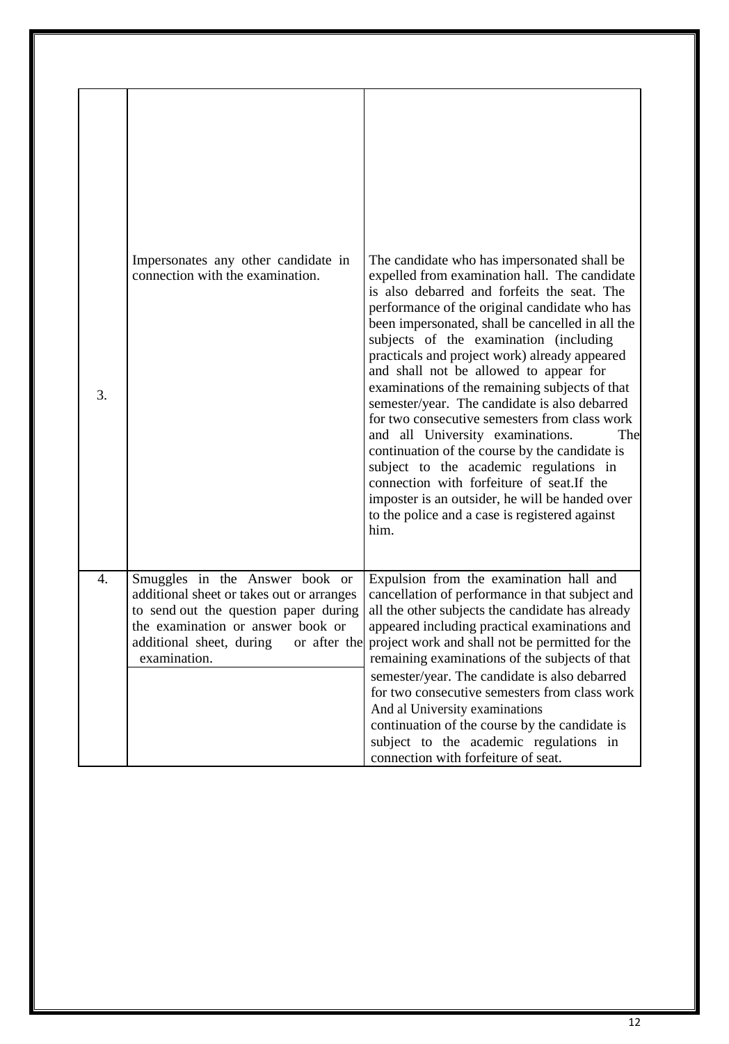| | | |
|---|---|---|
| 3. | Impersonates any other candidate in connection with the examination. | The candidate who has impersonated shall be expelled from examination hall. The candidate is also debarred and forfeits the seat. The performance of the original candidate who has been impersonated, shall be cancelled in all the subjects of the examination (including practicals and project work) already appeared and shall not be allowed to appear for examinations of the remaining subjects of that semester/year. The candidate is also debarred for two consecutive semesters from class work and all University examinations. The continuation of the course by the candidate is subject to the academic regulations in connection with forfeiture of seat.If the imposter is an outsider, he will be handed over to the police and a case is registered against him. |
| 4. | Smuggles in the Answer book or additional sheet or takes out or arranges to send out the question paper during the examination or answer book or additional sheet, during or after the examination. | Expulsion from the examination hall and cancellation of performance in that subject and all the other subjects the candidate has already appeared including practical examinations and project work and shall not be permitted for the remaining examinations of the subjects of that semester/year. The candidate is also debarred for two consecutive semesters from class work And al University examinations continuation of the course by the candidate is subject to the academic regulations in connection with forfeiture of seat. |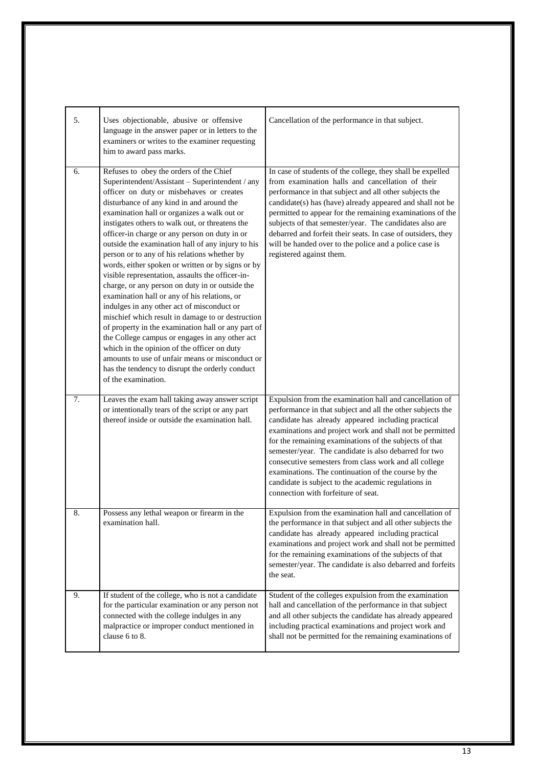| | | |
|---|---|---|
| 5. | Uses objectionable, abusive or offensive language in the answer paper or in letters to the examiners or writes to the examiner requesting him to award pass marks. | Cancellation of the performance in that subject. |
| 6. | Refuses to obey the orders of the Chief Superintendent/Assistant – Superintendent / any officer on duty or misbehaves or creates disturbance of any kind in and around the examination hall or organizes a walk out or instigates others to walk out, or threatens the officer-in charge or any person on duty in or outside the examination hall of any injury to his person or to any of his relations whether by words, either spoken or written or by signs or by visible representation, assaults the officer-in-charge, or any person on duty in or outside the examination hall or any of his relations, or indulges in any other act of misconduct or mischief which result in damage to or destruction of property in the examination hall or any part of the College campus or engages in any other act which in the opinion of the officer on duty amounts to use of unfair means or misconduct or has the tendency to disrupt the orderly conduct of the examination. | In case of students of the college, they shall be expelled from examination halls and cancellation of their performance in that subject and all other subjects the candidate(s) has (have) already appeared and shall not be permitted to appear for the remaining examinations of the subjects of that semester/year. The candidates also are debarred and forfeit their seats. In case of outsiders, they will be handed over to the police and a police case is registered against them. |
| 7. | Leaves the exam hall taking away answer script or intentionally tears of the script or any part thereof inside or outside the examination hall. | Expulsion from the examination hall and cancellation of performance in that subject and all the other subjects the candidate has already appeared including practical examinations and project work and shall not be permitted for the remaining examinations of the subjects of that semester/year. The candidate is also debarred for two consecutive semesters from class work and all college examinations. The continuation of the course by the candidate is subject to the academic regulations in connection with forfeiture of seat. |
| 8. | Possess any lethal weapon or firearm in the examination hall. | Expulsion from the examination hall and cancellation of the performance in that subject and all other subjects the candidate has already appeared including practical examinations and project work and shall not be permitted for the remaining examinations of the subjects of that semester/year. The candidate is also debarred and forfeits the seat. |
| 9. | If student of the college, who is not a candidate for the particular examination or any person not connected with the college indulges in any malpractice or improper conduct mentioned in clause 6 to 8. | Student of the colleges expulsion from the examination hall and cancellation of the performance in that subject and all other subjects the candidate has already appeared including practical examinations and project work and shall not be permitted for the remaining examinations of |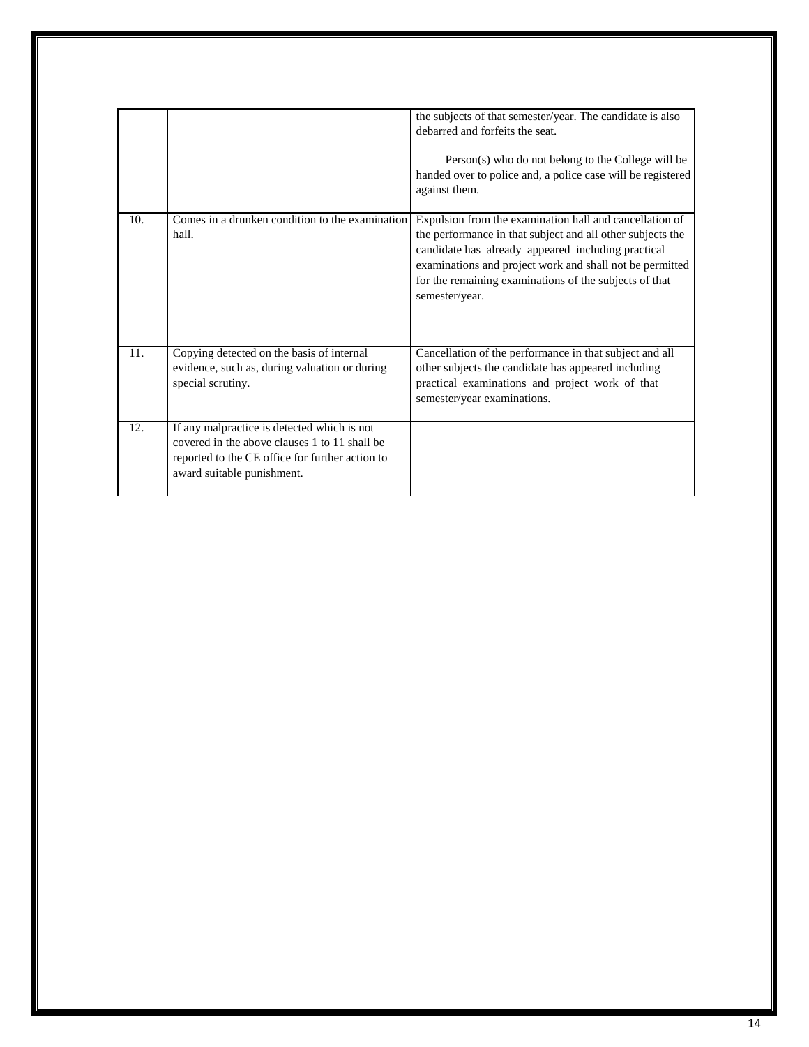| | | |
|---|---|---|
| | | the subjects of that semester/year. The candidate is also debarred and forfeits the seat.<br><br>Person(s) who do not belong to the College will be handed over to police and, a police case will be registered against them. |
| 10. | Comes in a drunken condition to the examination hall. | Expulsion from the examination hall and cancellation of the performance in that subject and all other subjects the candidate has already appeared including practical examinations and project work and shall not be permitted for the remaining examinations of the subjects of that semester/year. |
| 11. | Copying detected on the basis of internal evidence, such as, during valuation or during special scrutiny. | Cancellation of the performance in that subject and all other subjects the candidate has appeared including practical examinations and project work of that semester/year examinations. |
| 12. | If any malpractice is detected which is not covered in the above clauses 1 to 11 shall be reported to the CE office for further action to award suitable punishment. | |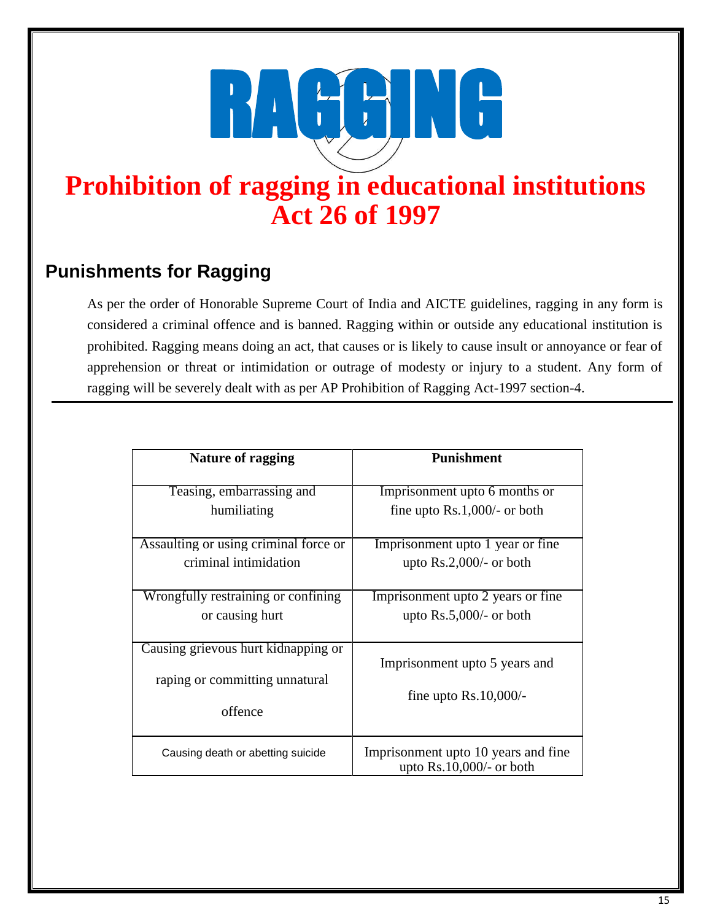# RAGGING

# Prohibition of ragging in educational institutions Act 26 of 1997

## Punishments for Ragging

As per the order of Honorable Supreme Court of India and AICTE guidelines, ragging in any form is considered a criminal offence and is banned. Ragging within or outside any educational institution is prohibited. Ragging means doing an act, that causes or is likely to cause insult or annoyance or fear of apprehension or threat or intimidation or outrage of modesty or injury to a student. Any form of ragging will be severely dealt with as per AP Prohibition of Ragging Act-1997 section-4.

| Nature of ragging | Punishment |
|---|---|
| Teasing, embarrassing and humiliating | Imprisonment upto 6 months or fine upto Rs.1,000/- or both |
| Assaulting or using criminal force or criminal intimidation | Imprisonment upto 1 year or fine upto Rs.2,000/- or both |
| Wrongfully restraining or confining or causing hurt | Imprisonment upto 2 years or fine upto Rs.5,000/- or both |
| Causing grievous hurt kidnapping or raping or committing unnatural offence | Imprisonment upto 5 years and fine upto Rs.10,000/- |
| Causing death or abetting suicide | Imprisonment upto 10 years and fine upto Rs.10,000/- or both |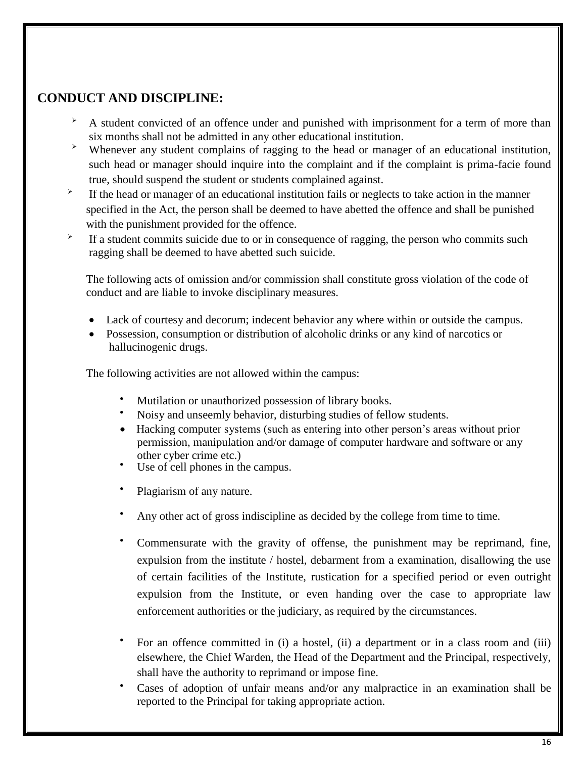## CONDUCT AND DISCIPLINE:

- A student convicted of an offence under and punished with imprisonment for a term of more than six months shall not be admitted in any other educational institution.
- Whenever any student complains of ragging to the head or manager of an educational institution, such head or manager should inquire into the complaint and if the complaint is prima-facie found true, should suspend the student or students complained against.
- If the head or manager of an educational institution fails or neglects to take action in the manner specified in the Act, the person shall be deemed to have abetted the offence and shall be punished with the punishment provided for the offence.
- If a student commits suicide due to or in consequence of ragging, the person who commits such ragging shall be deemed to have abetted such suicide.

The following acts of omission and/or commission shall constitute gross violation of the code of conduct and are liable to invoke disciplinary measures.

- Lack of courtesy and decorum; indecent behavior any where within or outside the campus.
- Possession, consumption or distribution of alcoholic drinks or any kind of narcotics or hallucinogenic drugs.

The following activities are not allowed within the campus:

- Mutilation or unauthorized possession of library books.
- Noisy and unseemly behavior, disturbing studies of fellow students.
- Hacking computer systems (such as entering into other person's areas without prior permission, manipulation and/or damage of computer hardware and software or any other cyber crime etc.)
- Use of cell phones in the campus.
- Plagiarism of any nature.
- Any other act of gross indiscipline as decided by the college from time to time.
- Commensurate with the gravity of offense, the punishment may be reprimand, fine, expulsion from the institute / hostel, debarment from a examination, disallowing the use of certain facilities of the Institute, rustication for a specified period or even outright expulsion from the Institute, or even handing over the case to appropriate law enforcement authorities or the judiciary, as required by the circumstances.
- For an offence committed in (i) a hostel, (ii) a department or in a class room and (iii) elsewhere, the Chief Warden, the Head of the Department and the Principal, respectively, shall have the authority to reprimand or impose fine.
- Cases of adoption of unfair means and/or any malpractice in an examination shall be reported to the Principal for taking appropriate action.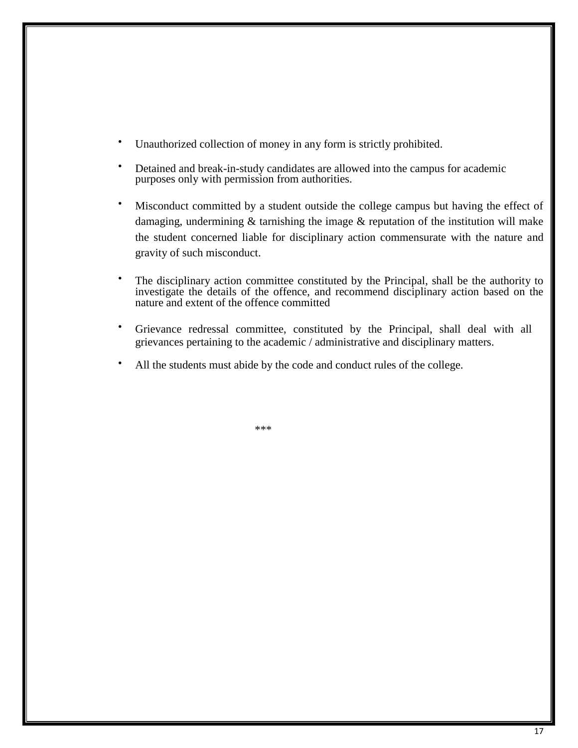- Unauthorized collection of money in any form is strictly prohibited.
- Detained and break-in-study candidates are allowed into the campus for academic purposes only with permission from authorities.
- Misconduct committed by a student outside the college campus but having the effect of damaging, undermining & tarnishing the image & reputation of the institution will make the student concerned liable for disciplinary action commensurate with the nature and gravity of such misconduct.
- The disciplinary action committee constituted by the Principal, shall be the authority to investigate the details of the offence, and recommend disciplinary action based on the nature and extent of the offence committed
- Grievance redressal committee, constituted by the Principal, shall deal with all grievances pertaining to the academic / administrative and disciplinary matters.
- All the students must abide by the code and conduct rules of the college.

***